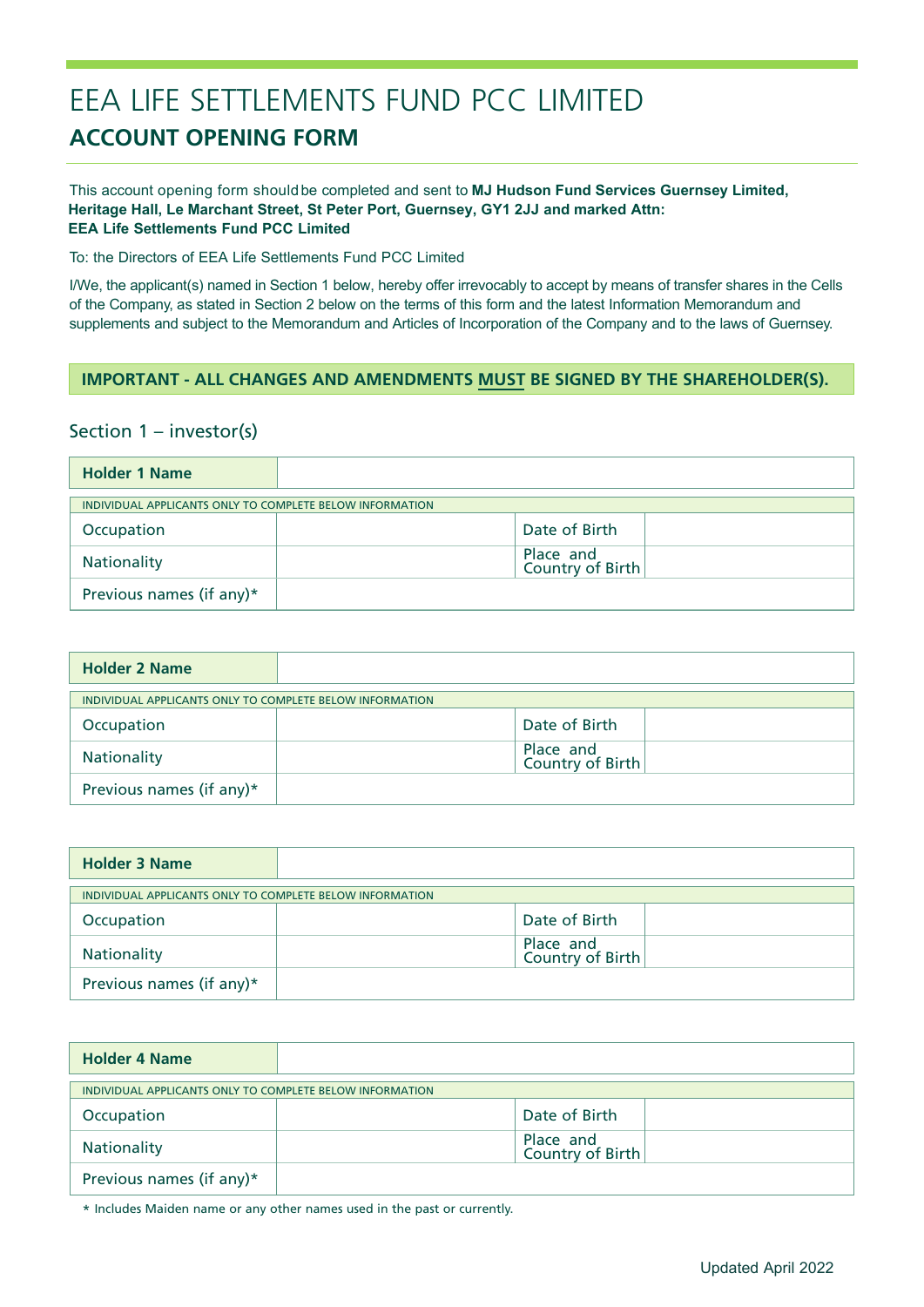# EEA LIFE SETTLEMENTS FUND PCC LIMITED

## ACCOUNT OPENING FORM

This account opening form should be completed and sent to **MJ Hudson Fund Services Guernsey Limited, Heritage Hall, Le Marchant Street, St Peter Port, Guernsey, GY1 2JJ and marked Attn: EEA Life Settlements Fund PCC Limited**

To: the Directors of EEA Life Settlements Fund PCC Limited

I/We, the applicant(s) named in Section 1 below, hereby offer irrevocably to accept by means of transfer shares in the Cells of the Company, as stated in Section 2 below on the terms of this form and the latest Information Memorandum and supplements and subject to the Memorandum and Articles of Incorporation of the Company and to the laws of Guernsey.

**IMPORTANT - ALL CHANGES AND AMENDMENTS MUST BE SIGNED BY THE SHAREHOLDER(S).**

## Section 1 – investor(s)

| **Holder 1 Name** | | | |
|---|---|---|---|
| INDIVIDUAL APPLICANTS ONLY TO COMPLETE BELOW INFORMATION | | | |
| Occupation | | Date of Birth | |
| Nationality | | Place and Country of Birth | |
| Previous names (if any)* | | | |

| **Holder 2 Name** | | | |
|---|---|---|---|
| INDIVIDUAL APPLICANTS ONLY TO COMPLETE BELOW INFORMATION | | | |
| Occupation | | Date of Birth | |
| Nationality | | Place and Country of Birth | |
| Previous names (if any)* | | | |

| **Holder 3 Name** | | | |
|---|---|---|---|
| INDIVIDUAL APPLICANTS ONLY TO COMPLETE BELOW INFORMATION | | | |
| Occupation | | Date of Birth | |
| Nationality | | Place and Country of Birth | |
| Previous names (if any)* | | | |

| **Holder 4 Name** | | | |
|---|---|---|---|
| INDIVIDUAL APPLICANTS ONLY TO COMPLETE BELOW INFORMATION | | | |
| Occupation | | Date of Birth | |
| Nationality | | Place and Country of Birth | |
| Previous names (if any)* | | | |

\* Includes Maiden name or any other names used in the past or currently.

Updated April 2022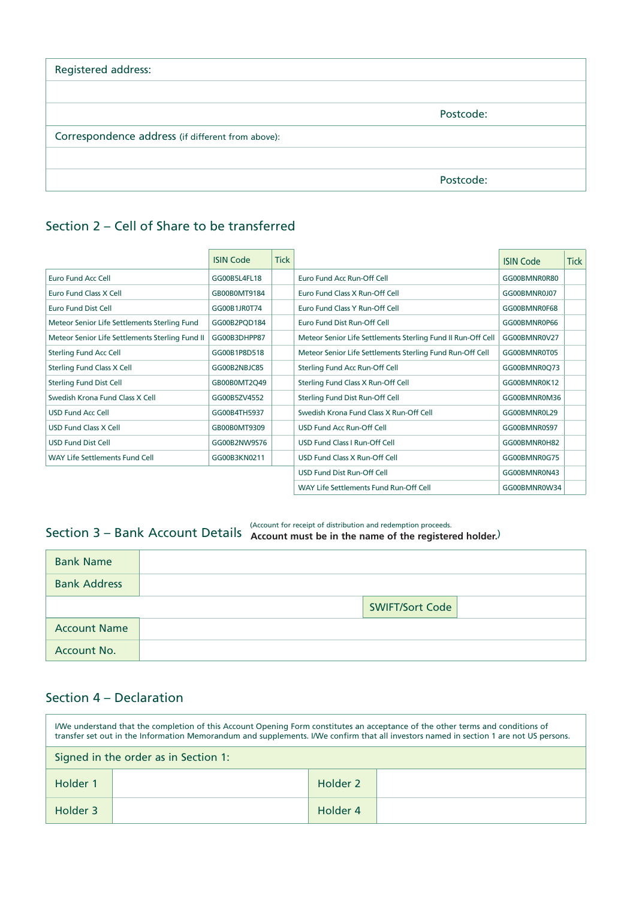| Registered address: | |
|---|---|
| | |
| | Postcode: |
| Correspondence address (if different from above): | |
| | |
| | Postcode: |

## Section 2 – Cell of Share to be transferred

| | ISIN Code | Tick | | ISIN Code | Tick |
|---|---|---|---|---|---|
| Euro Fund Acc Cell | GG00B5L4FL18 | | Euro Fund Acc Run-Off Cell | GG00BMNR0R80 | |
| Euro Fund Class X Cell | GB00B0MT9184 | | Euro Fund Class X Run-Off Cell | GG00BMNR0J07 | |
| Euro Fund Dist Cell | GG00B1JR0T74 | | Euro Fund Class Y Run-Off Cell | GG00BMNR0F68 | |
| Meteor Senior Life Settlements Sterling Fund | GG00B2PQD184 | | Euro Fund Dist Run-Off Cell | GG00BMNR0P66 | |
| Meteor Senior Life Settlements Sterling Fund II | GG00B3DHPP87 | | Meteor Senior Life Settlements Sterling Fund II Run-Off Cell | GG00BMNR0V27 | |
| Sterling Fund Acc Cell | GG00B1P8D518 | | Meteor Senior Life Settlements Sterling Fund Run-Off Cell | GG00BMNR0T05 | |
| Sterling Fund Class X Cell | GG00B2NBJC85 | | Sterling Fund Acc Run-Off Cell | GG00BMNR0Q73 | |
| Sterling Fund Dist Cell | GB00B0MT2Q49 | | Sterling Fund Class X Run-Off Cell | GG00BMNR0K12 | |
| Swedish Krona Fund Class X Cell | GG00B5ZV4552 | | Sterling Fund Dist Run-Off Cell | GG00BMNR0M36 | |
| USD Fund Acc Cell | GG00B4TH5937 | | Swedish Krona Fund Class X Run-Off Cell | GG00BMNR0L29 | |
| USD Fund Class X Cell | GB00B0MT9309 | | USD Fund Acc Run-Off Cell | GG00BMNR0S97 | |
| USD Fund Dist Cell | GG00B2NW9S76 | | USD Fund Class I Run-Off Cell | GG00BMNR0H82 | |
| WAY Life Settlements Fund Cell | GG00B3KN0211 | | USD Fund Class X Run-Off Cell | GG00BMNR0G75 | |
| | | | USD Fund Dist Run-Off Cell | GG00BMNR0N43 | |
| | | | WAY Life Settlements Fund Run-Off Cell | GG00BMNR0W34 | |

## Section 3 – Bank Account Details

(Account for receipt of distribution and redemption proceeds. **Account must be in the name of the registered holder.**)

| Bank Name | | | |
|---|---|---|---|
| Bank Address | | | |
| | | SWIFT/Sort Code | |
| Account Name | | | |
| Account No. | | | |

## Section 4 – Declaration

I/We understand that the completion of this Account Opening Form constitutes an acceptance of the other terms and conditions of transfer set out in the Information Memorandum and supplements. I/We confirm that all investors named in section 1 are not US persons.

| Signed in the order as in Section 1: | | | |
|---|---|---|---|
| Holder 1 | | Holder 2 | |
| Holder 3 | | Holder 4 | |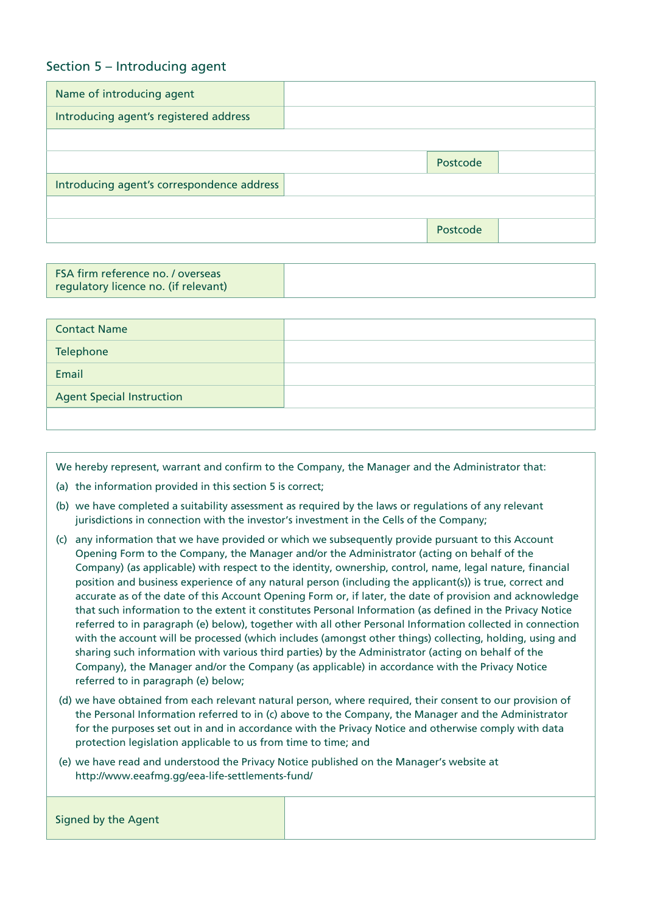## Section 5 – Introducing agent

| Name of introducing agent | | |
|---|---|---|
| Introducing agent's registered address | | |
| | | |
| | Postcode | |
| Introducing agent's correspondence address | | |
| | | |
| | Postcode | |

| FSA firm reference no. / overseas regulatory licence no. (if relevant) | |
|---|---|

| Contact Name | |
|---|---|
| Telephone | |
| Email | |
| Agent Special Instruction | |
| | |

We hereby represent, warrant and confirm to the Company, the Manager and the Administrator that:

(a) the information provided in this section 5 is correct;

(b) we have completed a suitability assessment as required by the laws or regulations of any relevant jurisdictions in connection with the investor's investment in the Cells of the Company;

(c) any information that we have provided or which we subsequently provide pursuant to this Account Opening Form to the Company, the Manager and/or the Administrator (acting on behalf of the Company) (as applicable) with respect to the identity, ownership, control, name, legal nature, financial position and business experience of any natural person (including the applicant(s)) is true, correct and accurate as of the date of this Account Opening Form or, if later, the date of provision and acknowledge that such information to the extent it constitutes Personal Information (as defined in the Privacy Notice referred to in paragraph (e) below), together with all other Personal Information collected in connection with the account will be processed (which includes (amongst other things) collecting, holding, using and sharing such information with various third parties) by the Administrator (acting on behalf of the Company), the Manager and/or the Company (as applicable) in accordance with the Privacy Notice referred to in paragraph (e) below;

(d) we have obtained from each relevant natural person, where required, their consent to our provision of the Personal Information referred to in (c) above to the Company, the Manager and the Administrator for the purposes set out in and in accordance with the Privacy Notice and otherwise comply with data protection legislation applicable to us from time to time; and

(e) we have read and understood the Privacy Notice published on the Manager's website at http://www.eeafmg.gg/eea-life-settlements-fund/

| Signed by the Agent | |
|---|---|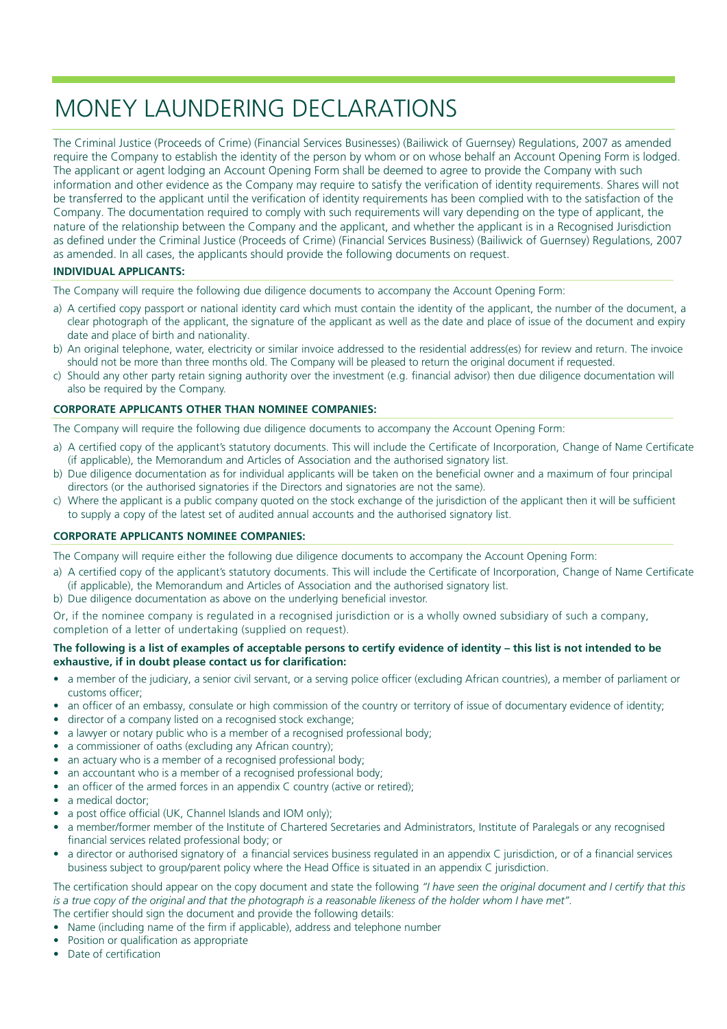# MONEY LAUNDERING DECLARATIONS

The Criminal Justice (Proceeds of Crime) (Financial Services Businesses) (Bailiwick of Guernsey) Regulations, 2007 as amended require the Company to establish the identity of the person by whom or on whose behalf an Account Opening Form is lodged. The applicant or agent lodging an Account Opening Form shall be deemed to agree to provide the Company with such information and other evidence as the Company may require to satisfy the verification of identity requirements. Shares will not be transferred to the applicant until the verification of identity requirements has been complied with to the satisfaction of the Company. The documentation required to comply with such requirements will vary depending on the type of applicant, the nature of the relationship between the Company and the applicant, and whether the applicant is in a Recognised Jurisdiction as defined under the Criminal Justice (Proceeds of Crime) (Financial Services Business) (Bailiwick of Guernsey) Regulations, 2007 as amended. In all cases, the applicants should provide the following documents on request.

**INDIVIDUAL APPLICANTS:**

The Company will require the following due diligence documents to accompany the Account Opening Form:

a) A certified copy passport or national identity card which must contain the identity of the applicant, the number of the document, a clear photograph of the applicant, the signature of the applicant as well as the date and place of issue of the document and expiry date and place of birth and nationality.
b) An original telephone, water, electricity or similar invoice addressed to the residential address(es) for review and return. The invoice should not be more than three months old. The Company will be pleased to return the original document if requested.
c) Should any other party retain signing authority over the investment (e.g. financial advisor) then due diligence documentation will also be required by the Company.

**CORPORATE APPLICANTS OTHER THAN NOMINEE COMPANIES:**

The Company will require the following due diligence documents to accompany the Account Opening Form:

a) A certified copy of the applicant's statutory documents. This will include the Certificate of Incorporation, Change of Name Certificate (if applicable), the Memorandum and Articles of Association and the authorised signatory list.
b) Due diligence documentation as for individual applicants will be taken on the beneficial owner and a maximum of four principal directors (or the authorised signatories if the Directors and signatories are not the same).
c) Where the applicant is a public company quoted on the stock exchange of the jurisdiction of the applicant then it will be sufficient to supply a copy of the latest set of audited annual accounts and the authorised signatory list.

**CORPORATE APPLICANTS NOMINEE COMPANIES:**

The Company will require either the following due diligence documents to accompany the Account Opening Form:

a) A certified copy of the applicant's statutory documents. This will include the Certificate of Incorporation, Change of Name Certificate (if applicable), the Memorandum and Articles of Association and the authorised signatory list.
b) Due diligence documentation as above on the underlying beneficial investor.

Or, if the nominee company is regulated in a recognised jurisdiction or is a wholly owned subsidiary of such a company, completion of a letter of undertaking (supplied on request).

**The following is a list of examples of acceptable persons to certify evidence of identity – this list is not intended to be exhaustive, if in doubt please contact us for clarification:**

- a member of the judiciary, a senior civil servant, or a serving police officer (excluding African countries), a member of parliament or customs officer;
- an officer of an embassy, consulate or high commission of the country or territory of issue of documentary evidence of identity;
- director of a company listed on a recognised stock exchange;
- a lawyer or notary public who is a member of a recognised professional body;
- a commissioner of oaths (excluding any African country);
- an actuary who is a member of a recognised professional body;
- an accountant who is a member of a recognised professional body;
- an officer of the armed forces in an appendix C country (active or retired);
- a medical doctor;
- a post office official (UK, Channel Islands and IOM only);
- a member/former member of the Institute of Chartered Secretaries and Administrators, Institute of Paralegals or any recognised financial services related professional body; or
- a director or authorised signatory of a financial services business regulated in an appendix C jurisdiction, or of a financial services business subject to group/parent policy where the Head Office is situated in an appendix C jurisdiction.

The certification should appear on the copy document and state the following *"I have seen the original document and I certify that this is a true copy of the original and that the photograph is a reasonable likeness of the holder whom I have met"*.
The certifier should sign the document and provide the following details:

- Name (including name of the firm if applicable), address and telephone number
- Position or qualification as appropriate
- Date of certification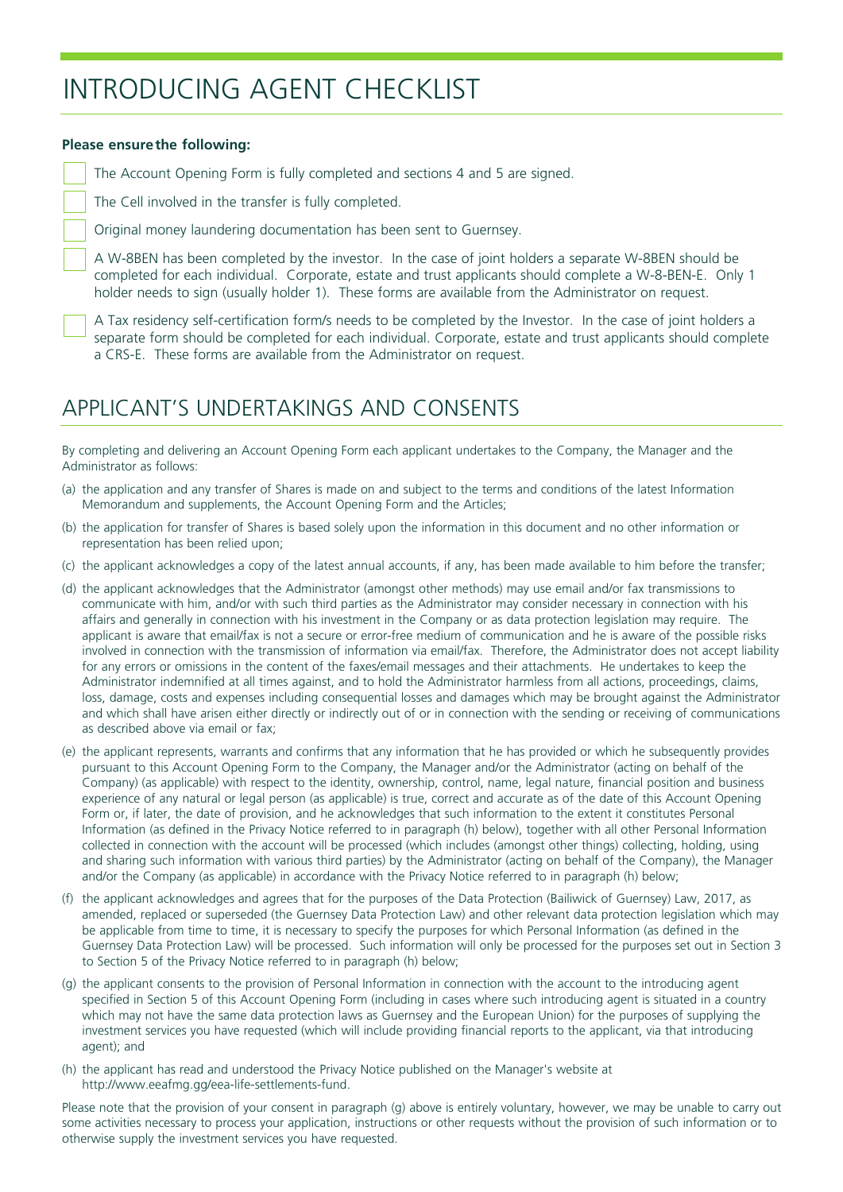# INTRODUCING AGENT CHECKLIST

**Please ensure the following:**

- [ ] The Account Opening Form is fully completed and sections 4 and 5 are signed.
- [ ] The Cell involved in the transfer is fully completed.
- [ ] Original money laundering documentation has been sent to Guernsey.
- [ ] A W-8BEN has been completed by the investor. In the case of joint holders a separate W-8BEN should be completed for each individual. Corporate, estate and trust applicants should complete a W-8-BEN-E. Only 1 holder needs to sign (usually holder 1). These forms are available from the Administrator on request.
- [ ] A Tax residency self-certification form/s needs to be completed by the Investor. In the case of joint holders a separate form should be completed for each individual. Corporate, estate and trust applicants should complete a CRS-E. These forms are available from the Administrator on request.

# APPLICANT'S UNDERTAKINGS AND CONSENTS

By completing and delivering an Account Opening Form each applicant undertakes to the Company, the Manager and the Administrator as follows:

(a) the application and any transfer of Shares is made on and subject to the terms and conditions of the latest Information Memorandum and supplements, the Account Opening Form and the Articles;

(b) the application for transfer of Shares is based solely upon the information in this document and no other information or representation has been relied upon;

(c) the applicant acknowledges a copy of the latest annual accounts, if any, has been made available to him before the transfer;

(d) the applicant acknowledges that the Administrator (amongst other methods) may use email and/or fax transmissions to communicate with him, and/or with such third parties as the Administrator may consider necessary in connection with his affairs and generally in connection with his investment in the Company or as data protection legislation may require. The applicant is aware that email/fax is not a secure or error-free medium of communication and he is aware of the possible risks involved in connection with the transmission of information via email/fax. Therefore, the Administrator does not accept liability for any errors or omissions in the content of the faxes/email messages and their attachments. He undertakes to keep the Administrator indemnified at all times against, and to hold the Administrator harmless from all actions, proceedings, claims, loss, damage, costs and expenses including consequential losses and damages which may be brought against the Administrator and which shall have arisen either directly or indirectly out of or in connection with the sending or receiving of communications as described above via email or fax;

(e) the applicant represents, warrants and confirms that any information that he has provided or which he subsequently provides pursuant to this Account Opening Form to the Company, the Manager and/or the Administrator (acting on behalf of the Company) (as applicable) with respect to the identity, ownership, control, name, legal nature, financial position and business experience of any natural or legal person (as applicable) is true, correct and accurate as of the date of this Account Opening Form or, if later, the date of provision, and he acknowledges that such information to the extent it constitutes Personal Information (as defined in the Privacy Notice referred to in paragraph (h) below), together with all other Personal Information collected in connection with the account will be processed (which includes (amongst other things) collecting, holding, using and sharing such information with various third parties) by the Administrator (acting on behalf of the Company), the Manager and/or the Company (as applicable) in accordance with the Privacy Notice referred to in paragraph (h) below;

(f) the applicant acknowledges and agrees that for the purposes of the Data Protection (Bailiwick of Guernsey) Law, 2017, as amended, replaced or superseded (the Guernsey Data Protection Law) and other relevant data protection legislation which may be applicable from time to time, it is necessary to specify the purposes for which Personal Information (as defined in the Guernsey Data Protection Law) will be processed. Such information will only be processed for the purposes set out in Section 3 to Section 5 of the Privacy Notice referred to in paragraph (h) below;

(g) the applicant consents to the provision of Personal Information in connection with the account to the introducing agent specified in Section 5 of this Account Opening Form (including in cases where such introducing agent is situated in a country which may not have the same data protection laws as Guernsey and the European Union) for the purposes of supplying the investment services you have requested (which will include providing financial reports to the applicant, via that introducing agent); and

(h) the applicant has read and understood the Privacy Notice published on the Manager's website at http://www.eeafmg.gg/eea-life-settlements-fund.

Please note that the provision of your consent in paragraph (g) above is entirely voluntary, however, we may be unable to carry out some activities necessary to process your application, instructions or other requests without the provision of such information or to otherwise supply the investment services you have requested.